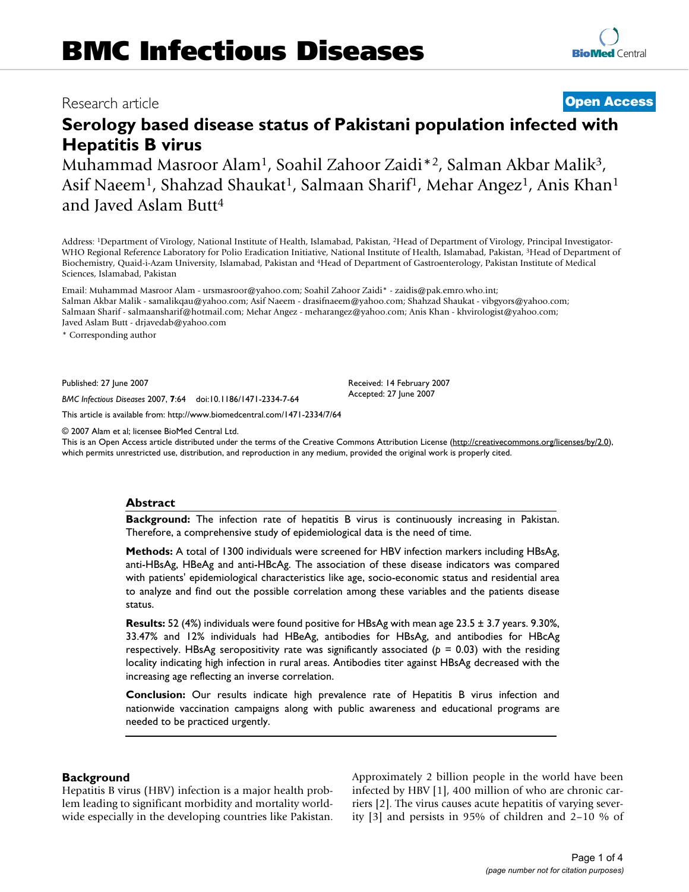# BMC Infectious Diseases

Research article

**Open Access**

# Serology based disease status of Pakistani population infected with Hepatitis B virus

Muhammad Masroor Alam[1], Soahil Zahoor Zaidi*[2], Salman Akbar Malik[3], Asif Naeem[1], Shahzad Shaukat[1], Salmaan Sharif[1], Mehar Angez[1], Anis Khan[1] and Javed Aslam Butt[4]

Address: [1]Department of Virology, National Institute of Health, Islamabad, Pakistan, [2]Head of Department of Virology, Principal Investigator-WHO Regional Reference Laboratory for Polio Eradication Initiative, National Institute of Health, Islamabad, Pakistan, [3]Head of Department of Biochemistry, Quaid-i-Azam University, Islamabad, Pakistan and [4]Head of Department of Gastroenterology, Pakistan Institute of Medical Sciences, Islamabad, Pakistan

Email: Muhammad Masroor Alam - ursmasroor@yahoo.com; Soahil Zahoor Zaidi* - zaidis@pak.emro.who.int; Salman Akbar Malik - samalikqau@yahoo.com; Asif Naeem - drasifnaeem@yahoo.com; Shahzad Shaukat - vibgyors@yahoo.com; Salmaan Sharif - salmaansharif@hotmail.com; Mehar Angez - meharangez@yahoo.com; Anis Khan - khvirologist@yahoo.com; Javed Aslam Butt - drjavedab@yahoo.com

\* Corresponding author

Published: 27 June 2007

*BMC Infectious Diseases* 2007, **7**:64 doi:10.1186/1471-2334-7-64

Received: 14 February 2007
Accepted: 27 June 2007

This article is available from: http://www.biomedcentral.com/1471-2334/7/64

© 2007 Alam et al; licensee BioMed Central Ltd.
This is an Open Access article distributed under the terms of the Creative Commons Attribution License (http://creativecommons.org/licenses/by/2.0), which permits unrestricted use, distribution, and reproduction in any medium, provided the original work is properly cited.

## Abstract

**Background:** The infection rate of hepatitis B virus is continuously increasing in Pakistan. Therefore, a comprehensive study of epidemiological data is the need of time.

**Methods:** A total of 1300 individuals were screened for HBV infection markers including HBsAg, anti-HBsAg, HBeAg and anti-HBcAg. The association of these disease indicators was compared with patients' epidemiological characteristics like age, socio-economic status and residential area to analyze and find out the possible correlation among these variables and the patients disease status.

**Results:** 52 (4%) individuals were found positive for HBsAg with mean age 23.5 ± 3.7 years. 9.30%, 33.47% and 12% individuals had HBeAg, antibodies for HBsAg, and antibodies for HBcAg respectively. HBsAg seropositivity rate was significantly associated ($p = 0.03$) with the residing locality indicating high infection in rural areas. Antibodies titer against HBsAg decreased with the increasing age reflecting an inverse correlation.

**Conclusion:** Our results indicate high prevalence rate of Hepatitis B virus infection and nationwide vaccination campaigns along with public awareness and educational programs are needed to be practiced urgently.

## Background

Hepatitis B virus (HBV) infection is a major health problem leading to significant morbidity and mortality worldwide especially in the developing countries like Pakistan. Approximately 2 billion people in the world have been infected by HBV [1], 400 million of who are chronic carriers [2]. The virus causes acute hepatitis of varying severity [3] and persists in 95% of children and 2–10 % of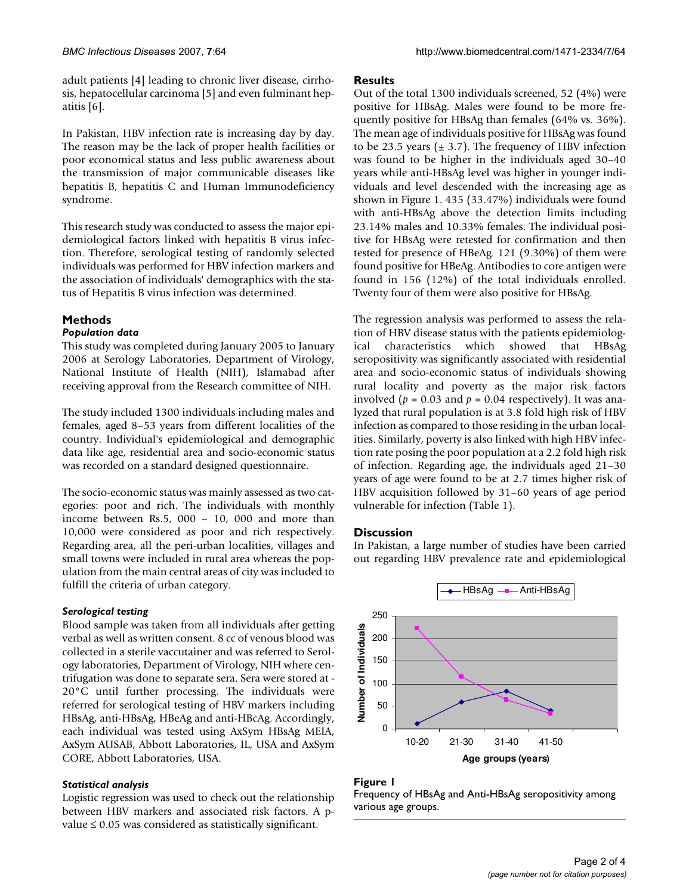adult patients [4] leading to chronic liver disease, cirrhosis, hepatocellular carcinoma [5] and even fulminant hepatitis [6].

In Pakistan, HBV infection rate is increasing day by day. The reason may be the lack of proper health facilities or poor economical status and less public awareness about the transmission of major communicable diseases like hepatitis B, hepatitis C and Human Immunodeficiency syndrome.

This research study was conducted to assess the major epidemiological factors linked with hepatitis B virus infection. Therefore, serological testing of randomly selected individuals was performed for HBV infection markers and the association of individuals' demographics with the status of Hepatitis B virus infection was determined.

## Methods

### *Population data*

This study was completed during January 2005 to January 2006 at Serology Laboratories, Department of Virology, National Institute of Health (NIH), Islamabad after receiving approval from the Research committee of NIH.

The study included 1300 individuals including males and females, aged 8–53 years from different localities of the country. Individual's epidemiological and demographic data like age, residential area and socio-economic status was recorded on a standard designed questionnaire.

The socio-economic status was mainly assessed as two categories: poor and rich. The individuals with monthly income between Rs.5, 000 – 10, 000 and more than 10,000 were considered as poor and rich respectively. Regarding area, all the peri-urban localities, villages and small towns were included in rural area whereas the population from the main central areas of city was included to fulfill the criteria of urban category.

### *Serological testing*

Blood sample was taken from all individuals after getting verbal as well as written consent. 8 cc of venous blood was collected in a sterile vaccutainer and was referred to Serology laboratories, Department of Virology, NIH where centrifugation was done to separate sera. Sera were stored at -20°C until further processing. The individuals were referred for serological testing of HBV markers including HBsAg, anti-HBsAg, HBeAg and anti-HBcAg. Accordingly, each individual was tested using AxSym HBsAg MEIA, AxSym AUSAB, Abbott Laboratories, IL, USA and AxSym CORE, Abbott Laboratories, USA.

### *Statistical analysis*

Logistic regression was used to check out the relationship between HBV markers and associated risk factors. A p-value ≤ 0.05 was considered as statistically significant.

## Results

Out of the total 1300 individuals screened, 52 (4%) were positive for HBsAg. Males were found to be more frequently positive for HBsAg than females (64% vs. 36%). The mean age of individuals positive for HBsAg was found to be 23.5 years (± 3.7). The frequency of HBV infection was found to be higher in the individuals aged 30–40 years while anti-HBsAg level was higher in younger individuals and level descended with the increasing age as shown in Figure 1. 435 (33.47%) individuals were found with anti-HBsAg above the detection limits including 23.14% males and 10.33% females. The individual positive for HBsAg were retested for confirmation and then tested for presence of HBeAg. 121 (9.30%) of them were found positive for HBeAg. Antibodies to core antigen were found in 156 (12%) of the total individuals enrolled. Twenty four of them were also positive for HBsAg.

The regression analysis was performed to assess the relation of HBV disease status with the patients epidemiological characteristics which showed that HBsAg seropositivity was significantly associated with residential area and socio-economic status of individuals showing rural locality and poverty as the major risk factors involved ($p = 0.03$ and $p = 0.04$ respectively). It was analyzed that rural population is at 3.8 fold high risk of HBV infection as compared to those residing in the urban localities. Similarly, poverty is also linked with high HBV infection rate posing the poor population at a 2.2 fold high risk of infection. Regarding age, the individuals aged 21–30 years of age were found to be at 2.7 times higher risk of HBV acquisition followed by 31–60 years of age period vulnerable for infection (Table 1).

## Discussion

In Pakistan, a large number of studies have been carried out regarding HBV prevalence rate and epidemiological

**Figure 1**

Frequency of HBsAg and Anti-HBsAg seropositivity among various age groups.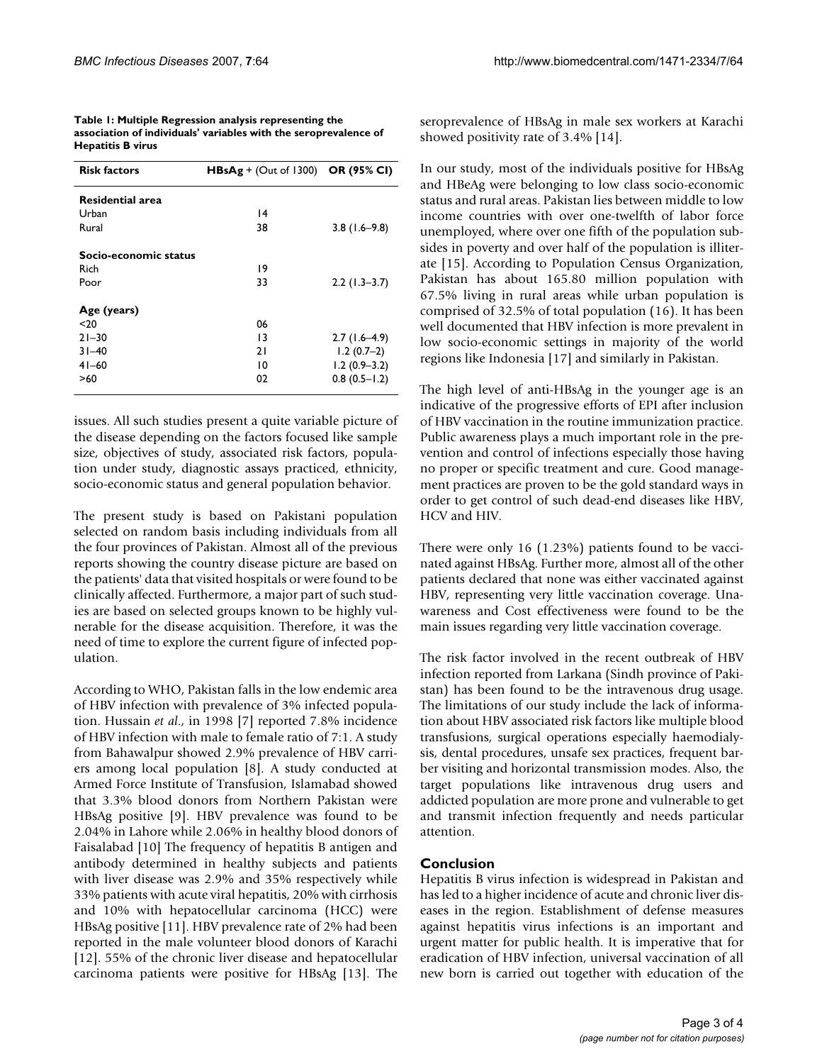**Table 1: Multiple Regression analysis representing the association of individuals' variables with the seroprevalence of Hepatitis B virus**

| Risk factors | HBsAg + (Out of 1300) | OR (95% CI) |
|---|---|---|
| **Residential area** | | |
| Urban | 14 | |
| Rural | 38 | 3.8 (1.6–9.8) |
| **Socio-economic status** | | |
| Rich | 19 | |
| Poor | 33 | 2.2 (1.3–3.7) |
| **Age (years)** | | |
| <20 | 06 | |
| 21–30 | 13 | 2.7 (1.6–4.9) |
| 31–40 | 21 | 1.2 (0.7–2) |
| 41–60 | 10 | 1.2 (0.9–3.2) |
| >60 | 02 | 0.8 (0.5–1.2) |

issues. All such studies present a quite variable picture of the disease depending on the factors focused like sample size, objectives of study, associated risk factors, population under study, diagnostic assays practiced, ethnicity, socio-economic status and general population behavior.

The present study is based on Pakistani population selected on random basis including individuals from all the four provinces of Pakistan. Almost all of the previous reports showing the country disease picture are based on the patients' data that visited hospitals or were found to be clinically affected. Furthermore, a major part of such studies are based on selected groups known to be highly vulnerable for the disease acquisition. Therefore, it was the need of time to explore the current figure of infected population.

According to WHO, Pakistan falls in the low endemic area of HBV infection with prevalence of 3% infected population. Hussain *et al.*, in 1998 [7] reported 7.8% incidence of HBV infection with male to female ratio of 7:1. A study from Bahawalpur showed 2.9% prevalence of HBV carriers among local population [8]. A study conducted at Armed Force Institute of Transfusion, Islamabad showed that 3.3% blood donors from Northern Pakistan were HBsAg positive [9]. HBV prevalence was found to be 2.04% in Lahore while 2.06% in healthy blood donors of Faisalabad [10] The frequency of hepatitis B antigen and antibody determined in healthy subjects and patients with liver disease was 2.9% and 35% respectively while 33% patients with acute viral hepatitis, 20% with cirrhosis and 10% with hepatocellular carcinoma (HCC) were HBsAg positive [11]. HBV prevalence rate of 2% had been reported in the male volunteer blood donors of Karachi [12]. 55% of the chronic liver disease and hepatocellular carcinoma patients were positive for HBsAg [13]. The seroprevalence of HBsAg in male sex workers at Karachi showed positivity rate of 3.4% [14].

In our study, most of the individuals positive for HBsAg and HBeAg were belonging to low class socio-economic status and rural areas. Pakistan lies between middle to low income countries with over one-twelfth of labor force unemployed, where over one fifth of the population subsides in poverty and over half of the population is illiterate [15]. According to Population Census Organization, Pakistan has about 165.80 million population with 67.5% living in rural areas while urban population is comprised of 32.5% of total population (16). It has been well documented that HBV infection is more prevalent in low socio-economic settings in majority of the world regions like Indonesia [17] and similarly in Pakistan.

The high level of anti-HBsAg in the younger age is an indicative of the progressive efforts of EPI after inclusion of HBV vaccination in the routine immunization practice. Public awareness plays a much important role in the prevention and control of infections especially those having no proper or specific treatment and cure. Good management practices are proven to be the gold standard ways in order to get control of such dead-end diseases like HBV, HCV and HIV.

There were only 16 (1.23%) patients found to be vaccinated against HBsAg. Further more, almost all of the other patients declared that none was either vaccinated against HBV, representing very little vaccination coverage. Unawareness and Cost effectiveness were found to be the main issues regarding very little vaccination coverage.

The risk factor involved in the recent outbreak of HBV infection reported from Larkana (Sindh province of Pakistan) has been found to be the intravenous drug usage. The limitations of our study include the lack of information about HBV associated risk factors like multiple blood transfusions, surgical operations especially haemodialysis, dental procedures, unsafe sex practices, frequent barber visiting and horizontal transmission modes. Also, the target populations like intravenous drug users and addicted population are more prone and vulnerable to get and transmit infection frequently and needs particular attention.

## Conclusion

Hepatitis B virus infection is widespread in Pakistan and has led to a higher incidence of acute and chronic liver diseases in the region. Establishment of defense measures against hepatitis virus infections is an important and urgent matter for public health. It is imperative that for eradication of HBV infection, universal vaccination of all new born is carried out together with education of the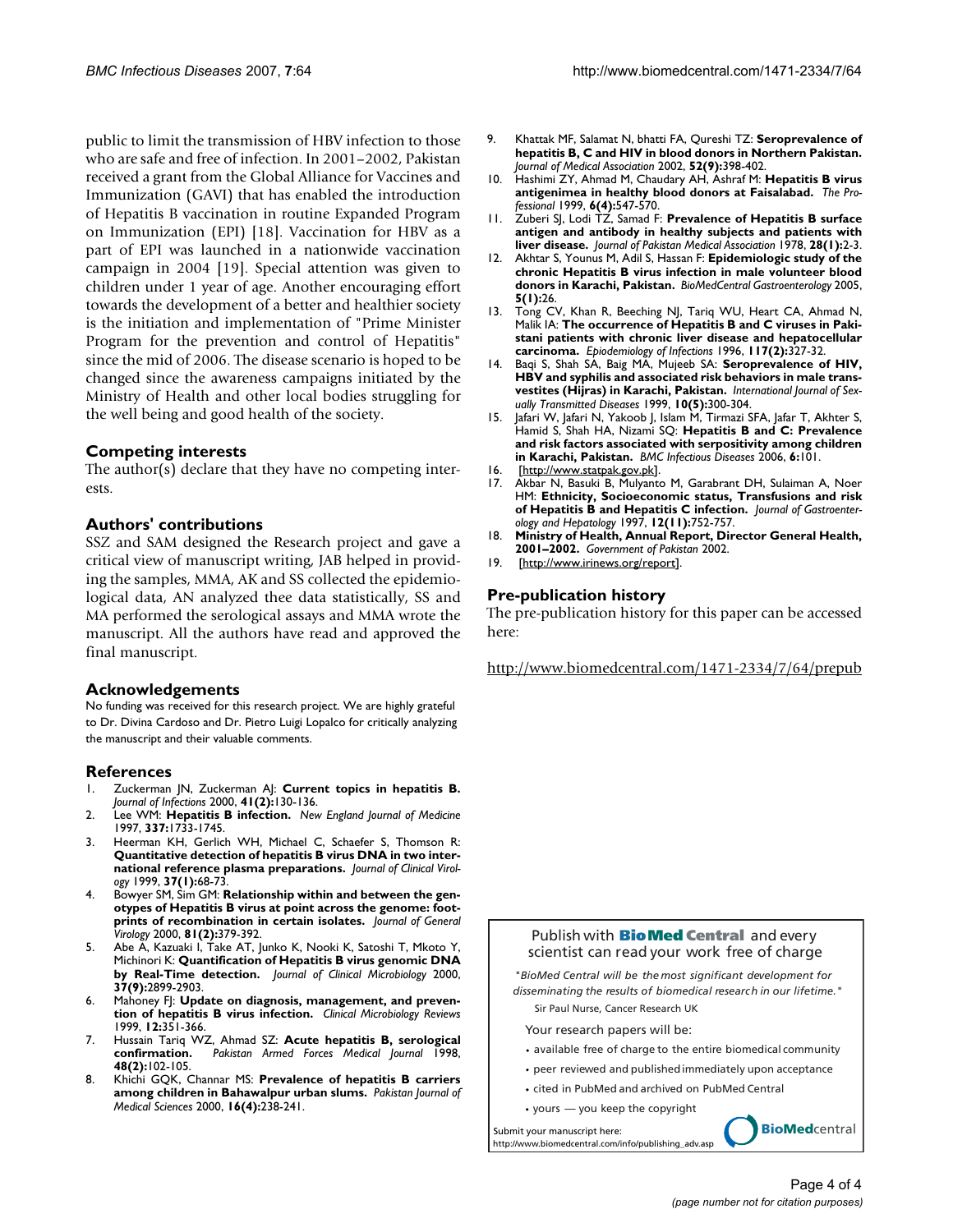public to limit the transmission of HBV infection to those who are safe and free of infection. In 2001–2002, Pakistan received a grant from the Global Alliance for Vaccines and Immunization (GAVI) that has enabled the introduction of Hepatitis B vaccination in routine Expanded Program on Immunization (EPI) [18]. Vaccination for HBV as a part of EPI was launched in a nationwide vaccination campaign in 2004 [19]. Special attention was given to children under 1 year of age. Another encouraging effort towards the development of a better and healthier society is the initiation and implementation of "Prime Minister Program for the prevention and control of Hepatitis" since the mid of 2006. The disease scenario is hoped to be changed since the awareness campaigns initiated by the Ministry of Health and other local bodies struggling for the well being and good health of the society.

## Competing interests

The author(s) declare that they have no competing interests.

## Authors' contributions

SSZ and SAM designed the Research project and gave a critical view of manuscript writing, JAB helped in providing the samples, MMA, AK and SS collected the epidemiological data, AN analyzed thee data statistically, SS and MA performed the serological assays and MMA wrote the manuscript. All the authors have read and approved the final manuscript.

## Acknowledgements

No funding was received for this research project. We are highly grateful to Dr. Divina Cardoso and Dr. Pietro Luigi Lopalco for critically analyzing the manuscript and their valuable comments.

## References

1. Zuckerman JN, Zuckerman AJ: **Current topics in hepatitis B.** *Journal of Infections* 2000, **41(2):**130-136.
2. Lee WM: **Hepatitis B infection.** *New England Journal of Medicine* 1997, **337:**1733-1745.
3. Heerman KH, Gerlich WH, Michael C, Schaefer S, Thomson R: **Quantitative detection of hepatitis B virus DNA in two international reference plasma preparations.** *Journal of Clinical Virology* 1999, **37(1):**68-73.
4. Bowyer SM, Sim GM: **Relationship within and between the genotypes of Hepatitis B virus at point across the genome: footprints of recombination in certain isolates.** *Journal of General Virology* 2000, **81(2):**379-392.
5. Abe A, Kazuaki I, Take AT, Junko K, Nooki K, Satoshi T, Mkoto Y, Michinori K: **Quantification of Hepatitis B virus genomic DNA by Real-Time detection.** *Journal of Clinical Microbiology* 2000, **37(9):**2899-2903.
6. Mahoney FJ: **Update on diagnosis, management, and prevention of hepatitis B virus infection.** *Clinical Microbiology Reviews* 1999, **12:**351-366.
7. Hussain Tariq WZ, Ahmad SZ: **Acute hepatitis B, serological confirmation.** *Pakistan Armed Forces Medical Journal* 1998, **48(2):**102-105.
8. Khichi GQK, Channar MS: **Prevalence of hepatitis B carriers among children in Bahawalpur urban slums.** *Pakistan Journal of Medical Sciences* 2000, **16(4):**238-241.
9. Khattak MF, Salamat N, bhatti FA, Qureshi TZ: **Seroprevalence of hepatitis B, C and HIV in blood donors in Northern Pakistan.** *Journal of Medical Association* 2002, **52(9):**398-402.
10. Hashimi ZY, Ahmad M, Chaudary AH, Ashraf M: **Hepatitis B virus antigenimea in healthy blood donors at Faisalabad.** *The Professional* 1999, **6(4):**547-570.
11. Zuberi SJ, Lodi TZ, Samad F: **Prevalence of Hepatitis B surface antigen and antibody in healthy subjects and patients with liver disease.** *Journal of Pakistan Medical Association* 1978, **28(1):**2-3.
12. Akhtar S, Younus M, Adil S, Hassan F: **Epidemiologic study of the chronic Hepatitis B virus infection in male volunteer blood donors in Karachi, Pakistan.** *BioMedCentral Gastroenterology* 2005, **5(1):**26.
13. Tong CV, Khan R, Beeching NJ, Tariq WU, Heart CA, Ahmad N, Malik IA: **The occurrence of Hepatitis B and C viruses in Pakistani patients with chronic liver disease and hepatocellular carcinoma.** *Epiodemiology of Infections* 1996, **117(2):**327-32.
14. Baqi S, Shah SA, Baig MA, Mujeeb SA: **Seroprevalence of HIV, HBV and syphilis and associated risk behaviors in male transvestites (Hijras) in Karachi, Pakistan.** *International Journal of Sexually Transmitted Diseases* 1999, **10(5):**300-304.
15. Jafari W, Jafari N, Yakoob J, Islam M, Tirmazi SFA, Jafar T, Akhter S, Hamid S, Shah HA, Nizami SQ: **Hepatitis B and C: Prevalence and risk factors associated with serpositivity among children in Karachi, Pakistan.** *BMC Infectious Diseases* 2006, **6:**101.
16. [http://www.statpak.gov.pk].
17. Akbar N, Basuki B, Mulyanto M, Garabrant DH, Sulaiman A, Noer HM: **Ethnicity, Socioeconomic status, Transfusions and risk of Hepatitis B and Hepatitis C infection.** *Journal of Gastroenterology and Hepatology* 1997, **12(11):**752-757.
18. **Ministry of Health, Annual Report, Director General Health, 2001–2002.** *Government of Pakistan* 2002.
19. [http://www.irinews.org/report].

## Pre-publication history

The pre-publication history for this paper can be accessed here:

http://www.biomedcentral.com/1471-2334/7/64/prepub

Publish with **BioMed Central** and every scientist can read your work free of charge

*"BioMed Central will be the most significant development for disseminating the results of biomedical research in our lifetime."*

Sir Paul Nurse, Cancer Research UK

Your research papers will be:

- available free of charge to the entire biomedical community
- peer reviewed and published immediately upon acceptance
- cited in PubMed and archived on PubMed Central
- yours — you keep the copyright

Submit your manuscript here:
http://www.biomedcentral.com/info/publishing_adv.asp

BioMedcentral